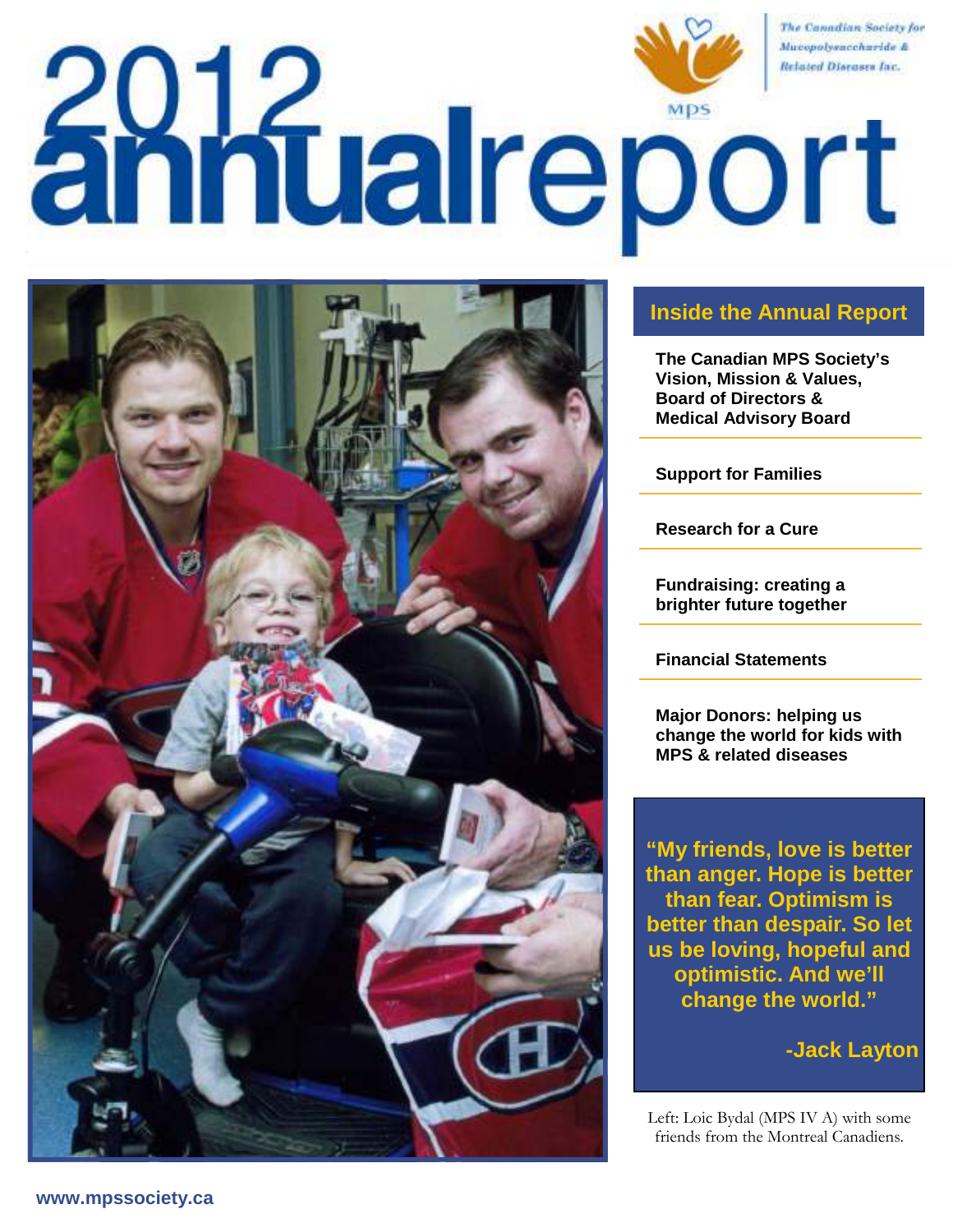# 2012 annualreport

MPS

The Canadian Society for Mucopolysaccharide & Related Diseases Inc.

## Inside the Annual Report

**The Canadian MPS Society's Vision, Mission & Values, Board of Directors & Medical Advisory Board**

**Support for Families**

**Research for a Cure**

**Fundraising: creating a brighter future together**

**Financial Statements**

**Major Donors: helping us change the world for kids with MPS & related diseases**

**"My friends, love is better than anger. Hope is better than fear. Optimism is better than despair. So let us be loving, hopeful and optimistic. And we'll change the world."**

**-Jack Layton**

Left: Loic Bydal (MPS IV A) with some friends from the Montreal Canadiens.

**www.mpssociety.ca**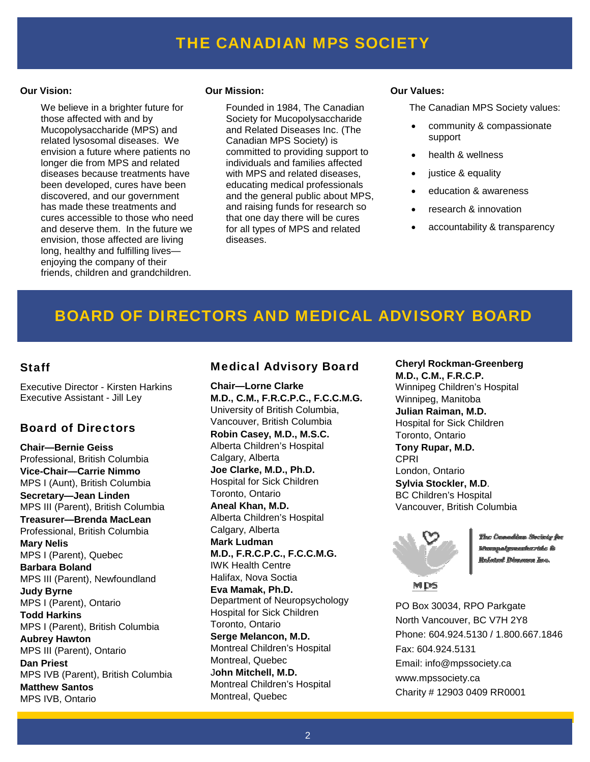# THE CANADIAN MPS SOCIETY

**Our Vision:**

We believe in a brighter future for those affected with and by Mucopolysaccharide (MPS) and related lysosomal diseases. We envision a future where patients no longer die from MPS and related diseases because treatments have been developed, cures have been discovered, and our government has made these treatments and cures accessible to those who need and deserve them. In the future we envision, those affected are living long, healthy and fulfilling lives—enjoying the company of their friends, children and grandchildren.

**Our Mission:**

Founded in 1984, The Canadian Society for Mucopolysaccharide and Related Diseases Inc. (The Canadian MPS Society) is committed to providing support to individuals and families affected with MPS and related diseases, educating medical professionals and the general public about MPS, and raising funds for research so that one day there will be cures for all types of MPS and related diseases.

**Our Values:**

The Canadian MPS Society values:

- community & compassionate support
- health & wellness
- justice & equality
- education & awareness
- research & innovation
- accountability & transparency

# BOARD OF DIRECTORS AND MEDICAL ADVISORY BOARD

## Staff

Executive Director - Kirsten Harkins
Executive Assistant - Jill Ley

## Board of Directors

**Chair—Bernie Geiss**
Professional, British Columbia
**Vice-Chair—Carrie Nimmo**
MPS I (Aunt), British Columbia
**Secretary—Jean Linden**
MPS III (Parent), British Columbia
**Treasurer—Brenda MacLean**
Professional, British Columbia
**Mary Nelis**
MPS I (Parent), Quebec
**Barbara Boland**
MPS III (Parent), Newfoundland
**Judy Byrne**
MPS I (Parent), Ontario
**Todd Harkins**
MPS I (Parent), British Columbia
**Aubrey Hawton**
MPS III (Parent), Ontario
**Dan Priest**
MPS IVB (Parent), British Columbia
**Matthew Santos**
MPS IVB, Ontario

## Medical Advisory Board

**Chair—Lorne Clarke**
**M.D., C.M., F.R.C.P.C., F.C.C.M.G.**
University of British Columbia,
Vancouver, British Columbia
**Robin Casey, M.D., M.S.C.**
Alberta Children's Hospital
Calgary, Alberta
**Joe Clarke, M.D., Ph.D.**
Hospital for Sick Children
Toronto, Ontario
**Aneal Khan, M.D.**
Alberta Children's Hospital
Calgary, Alberta
**Mark Ludman**
**M.D., F.R.C.P.C., F.C.C.M.G.**
IWK Health Centre
Halifax, Nova Soctia
**Eva Mamak, Ph.D.**
Department of Neuropsychology
Hospital for Sick Children
Toronto, Ontario
**Serge Melancon, M.D.**
Montreal Children's Hospital
Montreal, Quebec
**John Mitchell, M.D.**
Montreal Children's Hospital
Montreal, Quebec
**Cheryl Rockman-Greenberg**
**M.D., C.M., F.R.C.P.**
Winnipeg Children's Hospital
Winnipeg, Manitoba
**Julian Raiman, M.D.**
Hospital for Sick Children
Toronto, Ontario
**Tony Rupar, M.D.**
CPRI
London, Ontario
**Sylvia Stockler, M.D.**
BC Children's Hospital
Vancouver, British Columbia

The Canadian Society for Mucopolysaccharide & Related Diseases Inc.

MPS

PO Box 30034, RPO Parkgate
North Vancouver, BC V7H 2Y8
Phone: 604.924.5130 / 1.800.667.1846
Fax: 604.924.5131
Email: info@mpssociety.ca
www.mpssociety.ca
Charity # 12903 0409 RR0001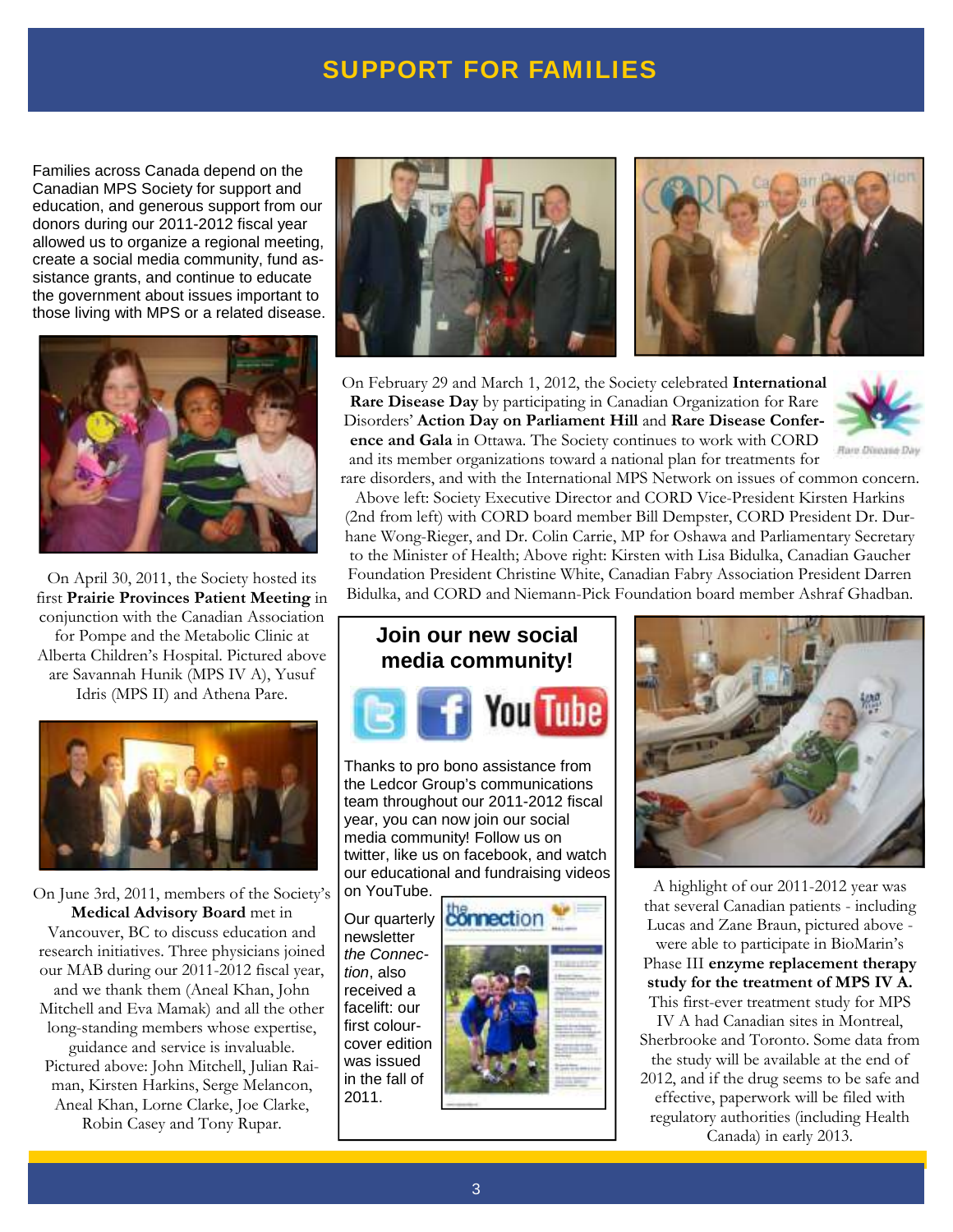# SUPPORT FOR FAMILIES

Families across Canada depend on the Canadian MPS Society for support and education, and generous support from our donors during our 2011-2012 fiscal year allowed us to organize a regional meeting, create a social media community, fund assistance grants, and continue to educate the government about issues important to those living with MPS or a related disease.

On April 30, 2011, the Society hosted its first **Prairie Provinces Patient Meeting** in conjunction with the Canadian Association for Pompe and the Metabolic Clinic at Alberta Children's Hospital. Pictured above are Savannah Hunik (MPS IV A), Yusuf Idris (MPS II) and Athena Pare.

On June 3rd, 2011, members of the Society's **Medical Advisory Board** met in Vancouver, BC to discuss education and research initiatives. Three physicians joined our MAB during our 2011-2012 fiscal year, and we thank them (Aneal Khan, John Mitchell and Eva Mamak) and all the other long-standing members whose expertise, guidance and service is invaluable. Pictured above: John Mitchell, Julian Raiman, Kirsten Harkins, Serge Melancon, Aneal Khan, Lorne Clarke, Joe Clarke, Robin Casey and Tony Rupar.

On February 29 and March 1, 2012, the Society celebrated **International Rare Disease Day** by participating in Canadian Organization for Rare Disorders' **Action Day on Parliament Hill** and **Rare Disease Conference and Gala** in Ottawa. The Society continues to work with CORD and its member organizations toward a national plan for treatments for rare disorders, and with the International MPS Network on issues of common concern.

Above left: Society Executive Director and CORD Vice-President Kirsten Harkins (2nd from left) with CORD board member Bill Dempster, CORD President Dr. Durhane Wong-Rieger, and Dr. Colin Carrie, MP for Oshawa and Parliamentary Secretary to the Minister of Health; Above right: Kirsten with Lisa Bidulka, Canadian Gaucher Foundation President Christine White, Canadian Fabry Association President Darren Bidulka, and CORD and Niemann-Pick Foundation board member Ashraf Ghadban.

## Join our new social media community!

Thanks to pro bono assistance from the Ledcor Group's communications team throughout our 2011-2012 fiscal year, you can now join our social media community! Follow us on twitter, like us on facebook, and watch our educational and fundraising videos on YouTube.

Our quarterly newsletter *the Connection*, also received a facelift: our first colour-cover edition was issued in the fall of 2011.

A highlight of our 2011-2012 year was that several Canadian patients - including Lucas and Zane Braun, pictured above - were able to participate in BioMarin's Phase III **enzyme replacement therapy study for the treatment of MPS IV A.** This first-ever treatment study for MPS IV A had Canadian sites in Montreal, Sherbrooke and Toronto. Some data from the study will be available at the end of 2012, and if the drug seems to be safe and effective, paperwork will be filed with regulatory authorities (including Health Canada) in early 2013.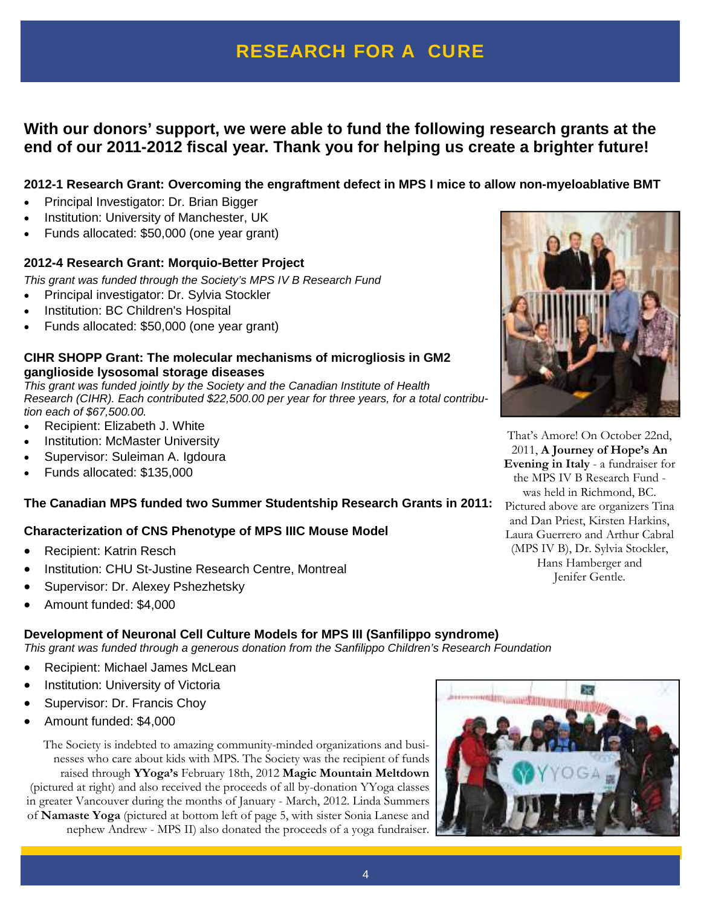# RESEARCH FOR A CURE

## With our donors' support, we were able to fund the following research grants at the end of our 2011-2012 fiscal year. Thank you for helping us create a brighter future!

### 2012-1 Research Grant: Overcoming the engraftment defect in MPS I mice to allow non-myeloablative BMT

- Principal Investigator: Dr. Brian Bigger
- Institution: University of Manchester, UK
- Funds allocated: $50,000 (one year grant)

### 2012-4 Research Grant: Morquio-Better Project

*This grant was funded through the Society's MPS IV B Research Fund*

- Principal investigator: Dr. Sylvia Stockler
- Institution: BC Children's Hospital
- Funds allocated: $50,000 (one year grant)

### CIHR SHOPP Grant: The molecular mechanisms of microgliosis in GM2 ganglioside lysosomal storage diseases

*This grant was funded jointly by the Society and the Canadian Institute of Health Research (CIHR). Each contributed $22,500.00 per year for three years, for a total contribution each of $67,500.00.*

- Recipient: Elizabeth J. White
- Institution: McMaster University
- Supervisor: Suleiman A. Igdoura
- Funds allocated: $135,000

That's Amore! On October 22nd, 2011, **A Journey of Hope's An Evening in Italy** - a fundraiser for the MPS IV B Research Fund - was held in Richmond, BC. Pictured above are organizers Tina and Dan Priest, Kirsten Harkins, Laura Guerrero and Arthur Cabral (MPS IV B), Dr. Sylvia Stockler, Hans Hamberger and Jenifer Gentle.

### The Canadian MPS funded two Summer Studentship Research Grants in 2011:

### Characterization of CNS Phenotype of MPS IIIC Mouse Model

- Recipient: Katrin Resch
- Institution: CHU St-Justine Research Centre, Montreal
- Supervisor: Dr. Alexey Pshezhetsky
- Amount funded: $4,000

### Development of Neuronal Cell Culture Models for MPS III (Sanfilippo syndrome)

*This grant was funded through a generous donation from the Sanfilippo Children's Research Foundation*

- Recipient: Michael James McLean
- Institution: University of Victoria
- Supervisor: Dr. Francis Choy
- Amount funded: $4,000

The Society is indebted to amazing community-minded organizations and businesses who care about kids with MPS. The Society was the recipient of funds raised through **YYoga's** February 18th, 2012 **Magic Mountain Meltdown** (pictured at right) and also received the proceeds of all by-donation YYoga classes in greater Vancouver during the months of January - March, 2012. Linda Summers of **Namaste Yoga** (pictured at bottom left of page 5, with sister Sonia Lanese and nephew Andrew - MPS II) also donated the proceeds of a yoga fundraiser.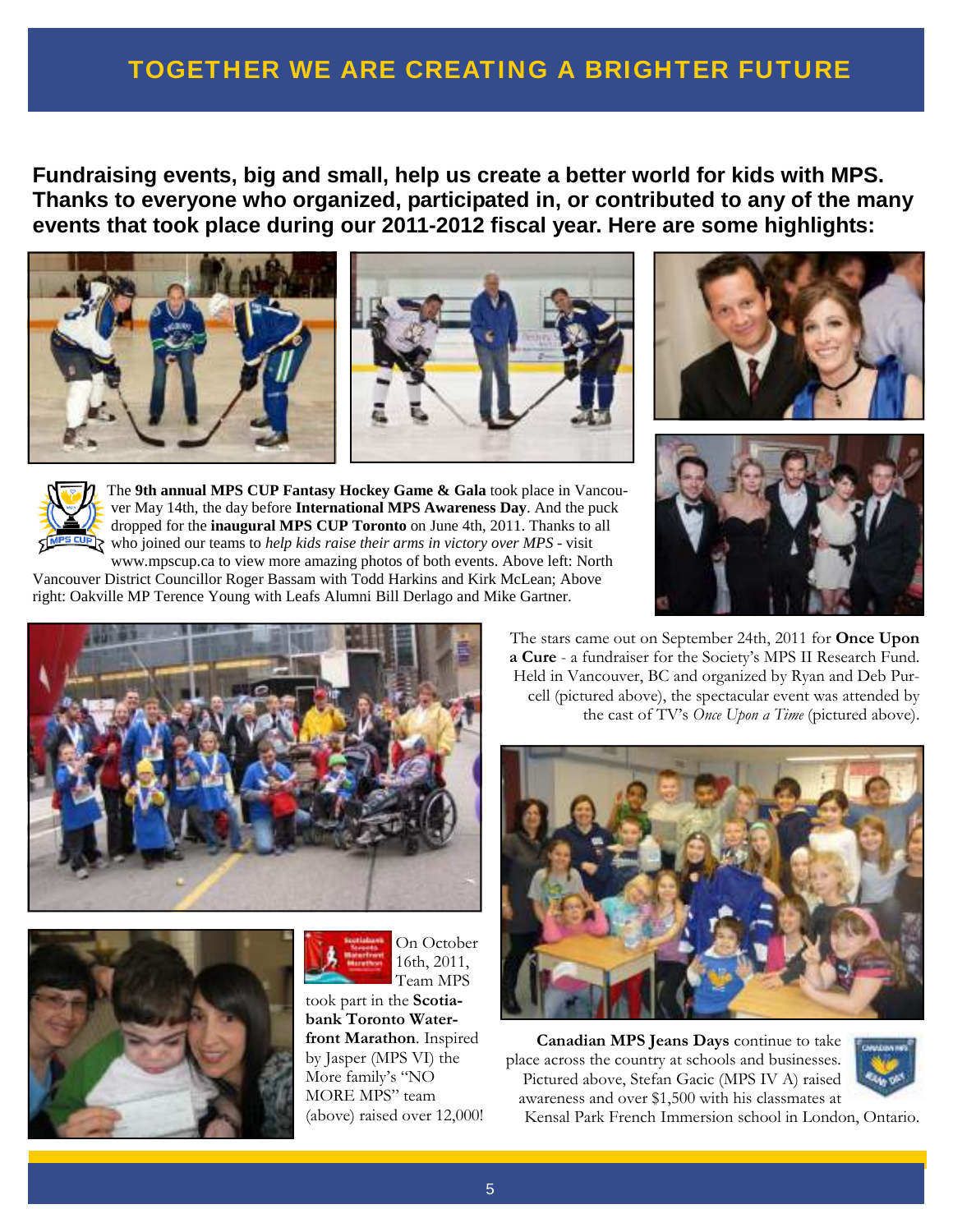# TOGETHER WE ARE CREATING A BRIGHTER FUTURE

**Fundraising events, big and small, help us create a better world for kids with MPS. Thanks to everyone who organized, participated in, or contributed to any of the many events that took place during our 2011-2012 fiscal year. Here are some highlights:**

The **9th annual MPS CUP Fantasy Hockey Game & Gala** took place in Vancouver May 14th, the day before **International MPS Awareness Day**. And the puck dropped for the **inaugural MPS CUP Toronto** on June 4th, 2011. Thanks to all who joined our teams to *help kids raise their arms in victory over MPS* - visit www.mpscup.ca to view more amazing photos of both events. Above left: North Vancouver District Councillor Roger Bassam with Todd Harkins and Kirk McLean; Above right: Oakville MP Terence Young with Leafs Alumni Bill Derlago and Mike Gartner.

The stars came out on September 24th, 2011 for **Once Upon a Cure** - a fundraiser for the Society's MPS II Research Fund. Held in Vancouver, BC and organized by Ryan and Deb Purcell (pictured above), the spectacular event was attended by the cast of TV's *Once Upon a Time* (pictured above).

On October 16th, 2011, Team MPS took part in the **Scotiabank Toronto Waterfront Marathon**. Inspired by Jasper (MPS VI) the More family's "NO MORE MPS" team (above) raised over 12,000!

**Canadian MPS Jeans Days** continue to take place across the country at schools and businesses. Pictured above, Stefan Gacic (MPS IV A) raised awareness and over $1,500 with his classmates at Kensal Park French Immersion school in London, Ontario.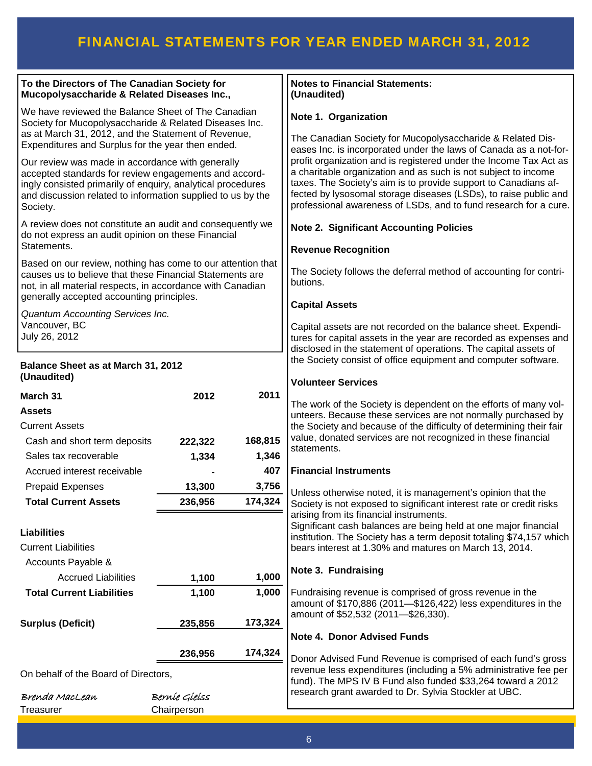# FINANCIAL STATEMENTS FOR YEAR ENDED MARCH 31, 2012

**To the Directors of The Canadian Society for Mucopolysaccharide & Related Diseases Inc.,**

We have reviewed the Balance Sheet of The Canadian Society for Mucopolysaccharide & Related Diseases Inc. as at March 31, 2012, and the Statement of Revenue, Expenditures and Surplus for the year then ended.

Our review was made in accordance with generally accepted standards for review engagements and accordingly consisted primarily of enquiry, analytical procedures and discussion related to information supplied to us by the Society.

A review does not constitute an audit and consequently we do not express an audit opinion on these Financial Statements.

Based on our review, nothing has come to our attention that causes us to believe that these Financial Statements are not, in all material respects, in accordance with Canadian generally accepted accounting principles.

*Quantum Accounting Services Inc.*
Vancouver, BC
July 26, 2012

## Balance Sheet as at March 31, 2012 (Unaudited)

| March 31 | 2012 | 2011 |
|---|---|---|
| **Assets** | | |
| Current Assets | | |
| Cash and short term deposits | 222,322 | 168,815 |
| Sales tax recoverable | 1,334 | 1,346 |
| Accrued interest receivable | - | 407 |
| Prepaid Expenses | 13,300 | 3,756 |
| **Total Current Assets** | **236,956** | **174,324** |
| | | |
| **Liabilities** | | |
| Current Liabilities | | |
| Accounts Payable & Accrued Liabilities | 1,100 | 1,000 |
| **Total Current Liabilities** | **1,100** | **1,000** |
| | | |
| **Surplus (Deficit)** | 235,856 | 173,324 |
| | | |
| | 236,956 | 174,324 |

On behalf of the Board of Directors,

*Brenda MacLean* — Treasurer

*Bernie Gleiss* — Chairperson

## Notes to Financial Statements: (Unaudited)

### Note 1. Organization

The Canadian Society for Mucopolysaccharide & Related Diseases Inc. is incorporated under the laws of Canada as a not-for-profit organization and is registered under the Income Tax Act as a charitable organization and as such is not subject to income taxes. The Society's aim is to provide support to Canadians affected by lysosomal storage diseases (LSDs), to raise public and professional awareness of LSDs, and to fund research for a cure.

### Note 2. Significant Accounting Policies

**Revenue Recognition**

The Society follows the deferral method of accounting for contributions.

**Capital Assets**

Capital assets are not recorded on the balance sheet. Expenditures for capital assets in the year are recorded as expenses and disclosed in the statement of operations. The capital assets of the Society consist of office equipment and computer software.

**Volunteer Services**

The work of the Society is dependent on the efforts of many volunteers. Because these services are not normally purchased by the Society and because of the difficulty of determining their fair value, donated services are not recognized in these financial statements.

**Financial Instruments**

Unless otherwise noted, it is management's opinion that the Society is not exposed to significant interest rate or credit risks arising from its financial instruments.
Significant cash balances are being held at one major financial institution. The Society has a term deposit totaling $74,157 which bears interest at 1.30% and matures on March 13, 2014.

### Note 3. Fundraising

Fundraising revenue is comprised of gross revenue in the amount of $170,886 (2011—$126,422) less expenditures in the amount of $52,532 (2011—$26,330).

### Note 4. Donor Advised Funds

Donor Advised Fund Revenue is comprised of each fund's gross revenue less expenditures (including a 5% administrative fee per fund). The MPS IV B Fund also funded $33,264 toward a 2012 research grant awarded to Dr. Sylvia Stockler at UBC.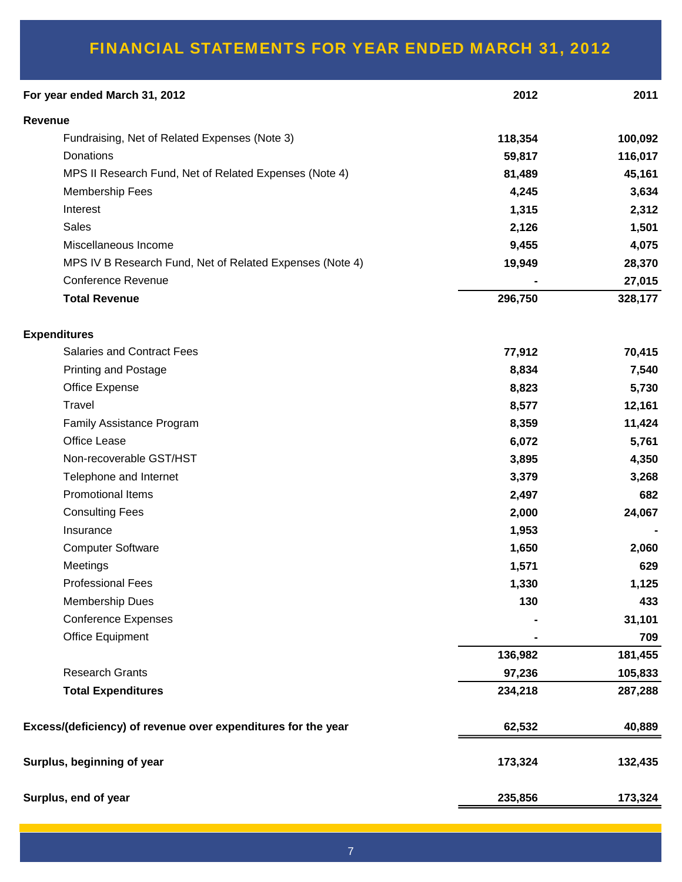# FINANCIAL STATEMENTS FOR YEAR ENDED MARCH 31, 2012

| For year ended March 31, 2012 | 2012 | 2011 |
|---|---|---|
| **Revenue** | | |
| Fundraising, Net of Related Expenses (Note 3) | **118,354** | **100,092** |
| Donations | **59,817** | **116,017** |
| MPS II Research Fund, Net of Related Expenses (Note 4) | **81,489** | **45,161** |
| Membership Fees | **4,245** | **3,634** |
| Interest | **1,315** | **2,312** |
| Sales | **2,126** | **1,501** |
| Miscellaneous Income | **9,455** | **4,075** |
| MPS IV B Research Fund, Net of Related Expenses (Note 4) | **19,949** | **28,370** |
| Conference Revenue | **-** | **27,015** |
| **Total Revenue** | **296,750** | **328,177** |
| | | |
| **Expenditures** | | |
| Salaries and Contract Fees | **77,912** | **70,415** |
| Printing and Postage | **8,834** | **7,540** |
| Office Expense | **8,823** | **5,730** |
| Travel | **8,577** | **12,161** |
| Family Assistance Program | **8,359** | **11,424** |
| Office Lease | **6,072** | **5,761** |
| Non-recoverable GST/HST | **3,895** | **4,350** |
| Telephone and Internet | **3,379** | **3,268** |
| Promotional Items | **2,497** | **682** |
| Consulting Fees | **2,000** | **24,067** |
| Insurance | **1,953** | **-** |
| Computer Software | **1,650** | **2,060** |
| Meetings | **1,571** | **629** |
| Professional Fees | **1,330** | **1,125** |
| Membership Dues | **130** | **433** |
| Conference Expenses | **-** | **31,101** |
| Office Equipment | **-** | **709** |
| | **136,982** | **181,455** |
| Research Grants | **97,236** | **105,833** |
| **Total Expenditures** | **234,218** | **287,288** |
| | | |
| **Excess/(deficiency) of revenue over expenditures for the year** | **62,532** | **40,889** |
| | | |
| **Surplus, beginning of year** | **173,324** | **132,435** |
| | | |
| **Surplus, end of year** | **235,856** | **173,324** |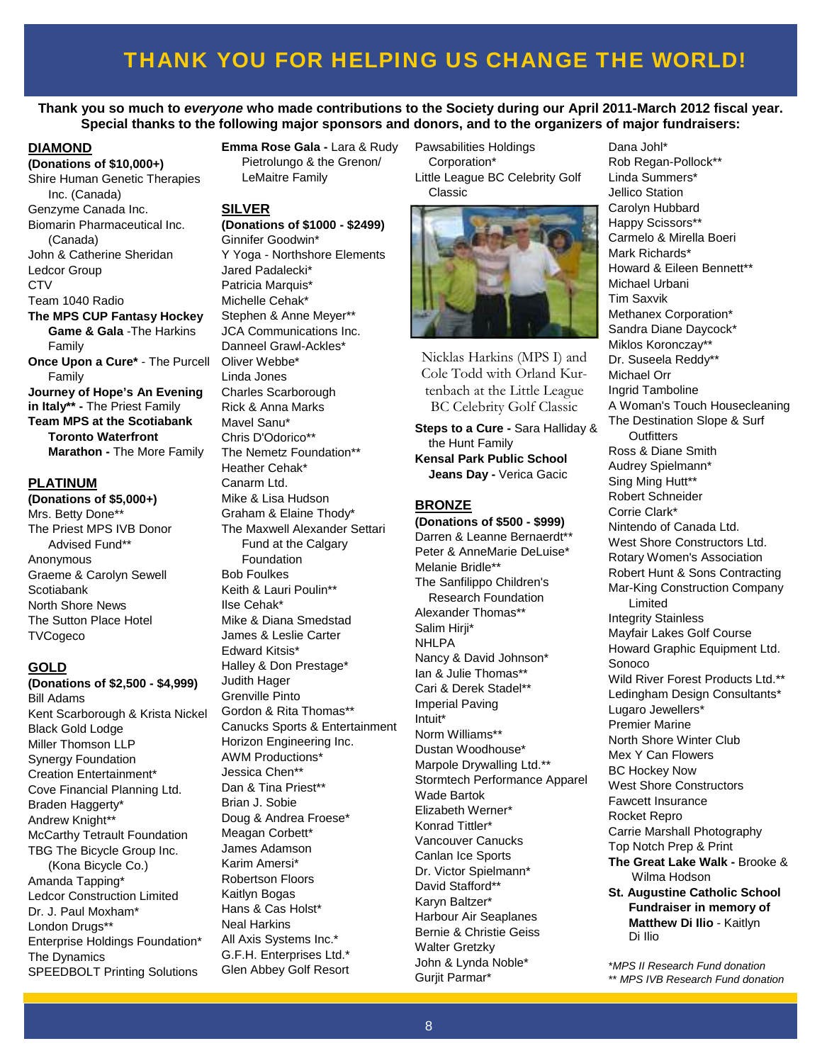# THANK YOU FOR HELPING US CHANGE THE WORLD!

**Thank you so much to *everyone* who made contributions to the Society during our April 2011-March 2012 fiscal year. Special thanks to the following major sponsors and donors, and to the organizers of major fundraisers:**

**DIAMOND**

**(Donations of $10,000+)**

Shire Human Genetic Therapies Inc. (Canada)
Genzyme Canada Inc.
Biomarin Pharmaceutical Inc. (Canada)
John & Catherine Sheridan
Ledcor Group
CTV
Team 1040 Radio
**The MPS CUP Fantasy Hockey Game & Gala** -The Harkins Family
**Once Upon a Cure*** - The Purcell Family
**Journey of Hope's An Evening in Italy**** - The Priest Family
**Team MPS at the Scotiabank Toronto Waterfront Marathon -** The More Family

**PLATINUM**

**(Donations of $5,000+)**

Mrs. Betty Done**
The Priest MPS IVB Donor Advised Fund**
Anonymous
Graeme & Carolyn Sewell
Scotiabank
North Shore News
The Sutton Place Hotel
TVCogeco

**GOLD**

**(Donations of $2,500 - $4,999)**

Bill Adams
Kent Scarborough & Krista Nickel
Black Gold Lodge
Miller Thomson LLP
Synergy Foundation
Creation Entertainment*
Cove Financial Planning Ltd.
Braden Haggerty*
Andrew Knight**
McCarthy Tetrault Foundation
TBG The Bicycle Group Inc. (Kona Bicycle Co.)
Amanda Tapping*
Ledcor Construction Limited
Dr. J. Paul Moxham*
London Drugs**
Enterprise Holdings Foundation*
The Dynamics
SPEEDBOLT Printing Solutions
**Emma Rose Gala -** Lara & Rudy Pietrolungo & the Grenon/ LeMaitre Family

**SILVER**

**(Donations of $1000 - $2499)**

Ginnifer Goodwin*
Y Yoga - Northshore Elements
Jared Padalecki*
Patricia Marquis*
Michelle Cehak*
Stephen & Anne Meyer**
JCA Communications Inc.
Danneel Grawl-Ackles*
Oliver Webbe*
Linda Jones
Charles Scarborough
Rick & Anna Marks
Mavel Sanu*
Chris D'Odorico**
The Nemetz Foundation**
Heather Cehak*
Canarm Ltd.
Mike & Lisa Hudson
Graham & Elaine Thody*
The Maxwell Alexander Settari Fund at the Calgary Foundation
Bob Foulkes
Keith & Lauri Poulin**
Ilse Cehak*
Mike & Diana Smedstad
James & Leslie Carter
Edward Kitsis*
Halley & Don Prestage*
Judith Hager
Grenville Pinto
Gordon & Rita Thomas**
Canucks Sports & Entertainment
Horizon Engineering Inc.
AWM Productions*
Jessica Chen**
Dan & Tina Priest**
Brian J. Sobie
Doug & Andrea Froese*
Meagan Corbett*
James Adamson
Karim Amersi*
Robertson Floors
Kaitlyn Bogas
Hans & Cas Holst*
Neal Harkins
All Axis Systems Inc.*
G.F.H. Enterprises Ltd.*
Glen Abbey Golf Resort
Pawsabilities Holdings Corporation*
Little League BC Celebrity Golf Classic

Nicklas Harkins (MPS I) and Cole Todd with Orland Kurtenbach at the Little League BC Celebrity Golf Classic

**Steps to a Cure -** Sara Halliday & the Hunt Family
**Kensal Park Public School Jeans Day -** Verica Gacic

**BRONZE**

**(Donations of $500 - $999)**

Darren & Leanne Bernaerdt**
Peter & AnneMarie DeLuise*
Melanie Bridle**
The Sanfilippo Children's Research Foundation
Alexander Thomas**
Salim Hirji*
NHLPA
Nancy & David Johnson*
Ian & Julie Thomas**
Cari & Derek Stadel**
Imperial Paving
Intuit*
Norm Williams**
Dustan Woodhouse*
Marpole Drywalling Ltd.**
Stormtech Performance Apparel
Wade Bartok
Elizabeth Werner*
Konrad Tittler*
Vancouver Canucks
Canlan Ice Sports
Dr. Victor Spielmann*
David Stafford**
Karyn Baltzer*
Harbour Air Seaplanes
Bernie & Christie Geiss
Walter Gretzky
John & Lynda Noble*
Gurjit Parmar*
Dana Johl*
Rob Regan-Pollock**
Linda Summers*
Jellico Station
Carolyn Hubbard
Happy Scissors**
Carmelo & Mirella Boeri
Mark Richards*
Howard & Eileen Bennett**
Michael Urbani
Tim Saxvik
Methanex Corporation*
Sandra Diane Daycock*
Miklos Koronczay**
Dr. Suseela Reddy**
Michael Orr
Ingrid Tamboline
A Woman's Touch Housecleaning
The Destination Slope & Surf Outfitters
Ross & Diane Smith
Audrey Spielmann*
Sing Ming Hutt**
Robert Schneider
Corrie Clark*
Nintendo of Canada Ltd.
West Shore Constructors Ltd.
Rotary Women's Association
Robert Hunt & Sons Contracting
Mar-King Construction Company Limited
Integrity Stainless
Mayfair Lakes Golf Course
Howard Graphic Equipment Ltd.
Sonoco
Wild River Forest Products Ltd.**
Ledingham Design Consultants*
Lugaro Jewellers*
Premier Marine
North Shore Winter Club
Mex Y Can Flowers
BC Hockey Now
West Shore Constructors
Fawcett Insurance
Rocket Repro
Carrie Marshall Photography
Top Notch Prep & Print
**The Great Lake Walk -** Brooke & Wilma Hodson
**St. Augustine Catholic School Fundraiser in memory of Matthew Di Ilio** - Kaitlyn Di Ilio

*\*MPS II Research Fund donation*
*\*\* MPS IVB Research Fund donation*